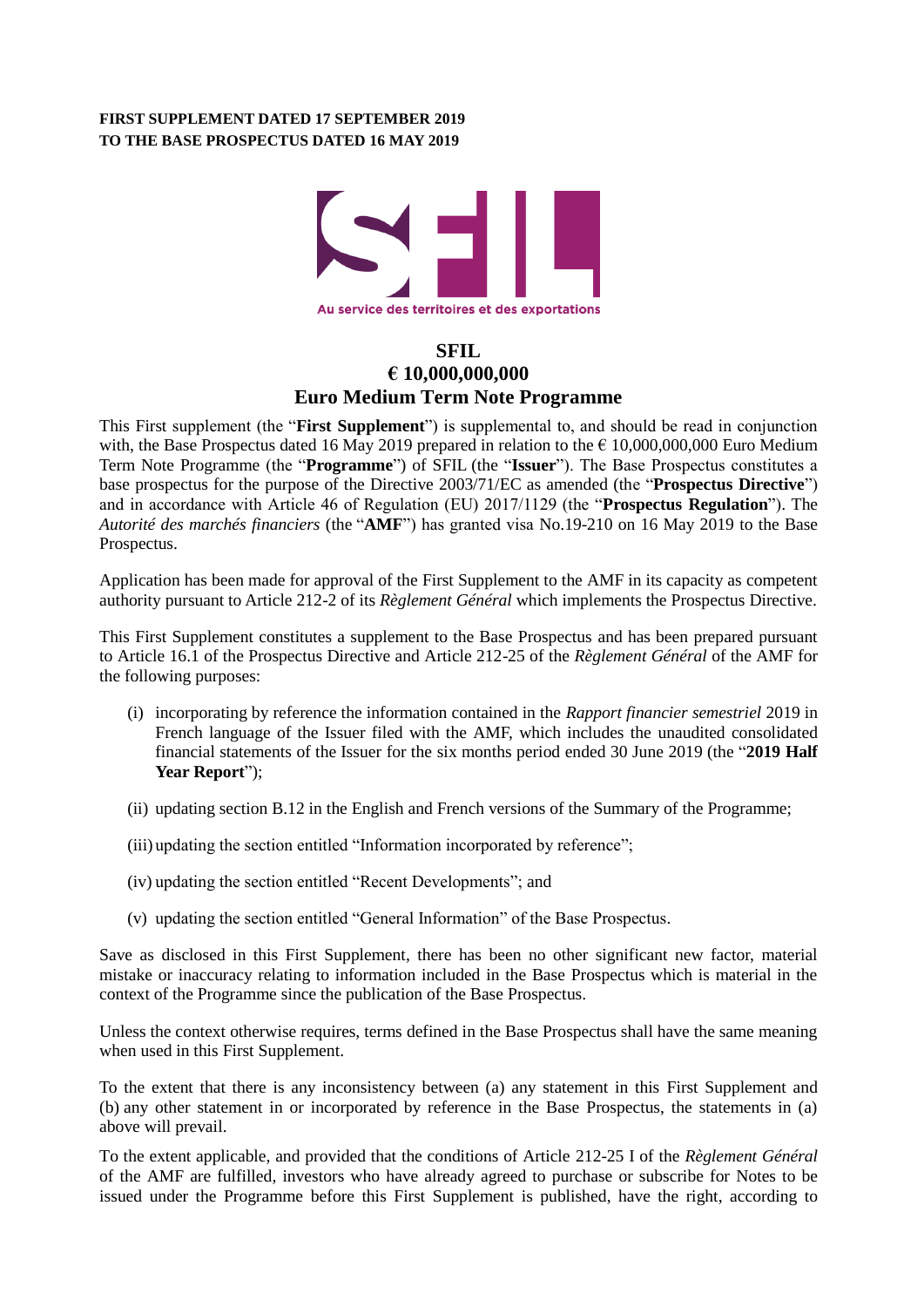**FIRST SUPPLEMENT DATED 17 SEPTEMBER 2019**
**TO THE BASE PROSPECTUS DATED 16 MAY 2019**

Au service des territoires et des exportations

# SFIL
# € 10,000,000,000
# Euro Medium Term Note Programme

This First supplement (the "**First Supplement**") is supplemental to, and should be read in conjunction with, the Base Prospectus dated 16 May 2019 prepared in relation to the € 10,000,000,000 Euro Medium Term Note Programme (the "**Programme**") of SFIL (the "**Issuer**"). The Base Prospectus constitutes a base prospectus for the purpose of the Directive 2003/71/EC as amended (the "**Prospectus Directive**") and in accordance with Article 46 of Regulation (EU) 2017/1129 (the "**Prospectus Regulation**"). The *Autorité des marchés financiers* (the "**AMF**") has granted visa No.19-210 on 16 May 2019 to the Base Prospectus.

Application has been made for approval of the First Supplement to the AMF in its capacity as competent authority pursuant to Article 212-2 of its *Règlement Général* which implements the Prospectus Directive.

This First Supplement constitutes a supplement to the Base Prospectus and has been prepared pursuant to Article 16.1 of the Prospectus Directive and Article 212-25 of the *Règlement Général* of the AMF for the following purposes:

(i) incorporating by reference the information contained in the *Rapport financier semestriel* 2019 in French language of the Issuer filed with the AMF, which includes the unaudited consolidated financial statements of the Issuer for the six months period ended 30 June 2019 (the "**2019 Half Year Report**");

(ii) updating section B.12 in the English and French versions of the Summary of the Programme;

(iii) updating the section entitled "Information incorporated by reference";

(iv) updating the section entitled "Recent Developments"; and

(v) updating the section entitled "General Information" of the Base Prospectus.

Save as disclosed in this First Supplement, there has been no other significant new factor, material mistake or inaccuracy relating to information included in the Base Prospectus which is material in the context of the Programme since the publication of the Base Prospectus.

Unless the context otherwise requires, terms defined in the Base Prospectus shall have the same meaning when used in this First Supplement.

To the extent that there is any inconsistency between (a) any statement in this First Supplement and (b) any other statement in or incorporated by reference in the Base Prospectus, the statements in (a) above will prevail.

To the extent applicable, and provided that the conditions of Article 212-25 I of the *Règlement Général* of the AMF are fulfilled, investors who have already agreed to purchase or subscribe for Notes to be issued under the Programme before this First Supplement is published, have the right, according to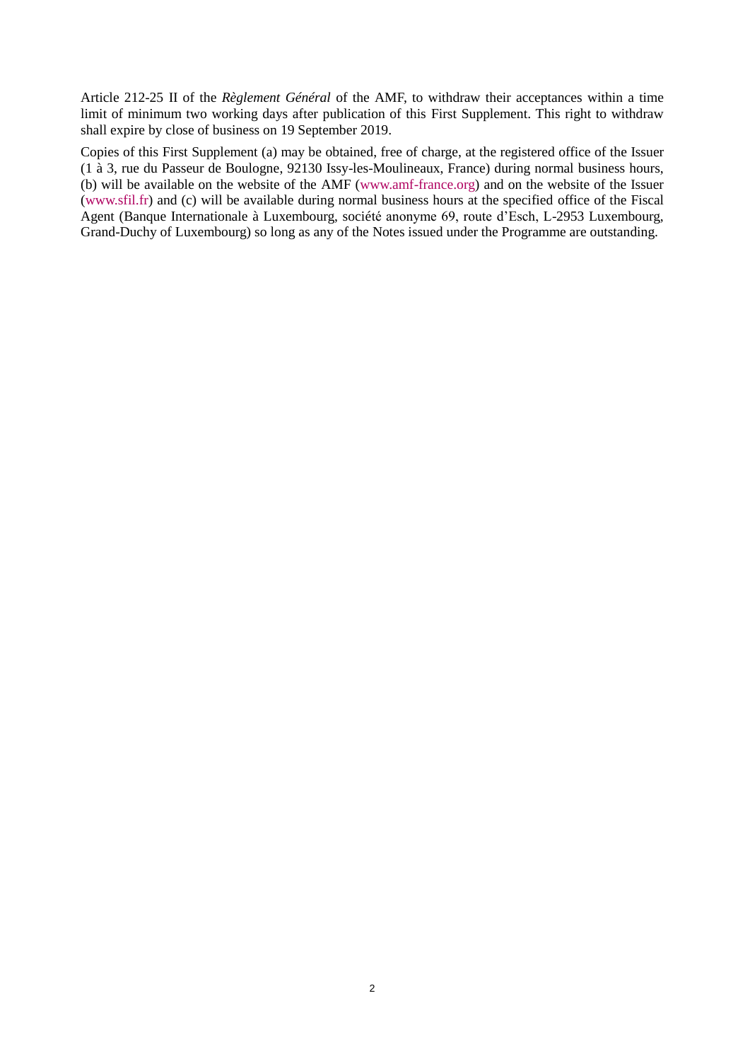Article 212-25 II of the *Règlement Général* of the AMF, to withdraw their acceptances within a time limit of minimum two working days after publication of this First Supplement. This right to withdraw shall expire by close of business on 19 September 2019.

Copies of this First Supplement (a) may be obtained, free of charge, at the registered office of the Issuer (1 à 3, rue du Passeur de Boulogne, 92130 Issy-les-Moulineaux, France) during normal business hours, (b) will be available on the website of the AMF (www.amf-france.org) and on the website of the Issuer (www.sfil.fr) and (c) will be available during normal business hours at the specified office of the Fiscal Agent (Banque Internationale à Luxembourg, société anonyme 69, route d'Esch, L-2953 Luxembourg, Grand-Duchy of Luxembourg) so long as any of the Notes issued under the Programme are outstanding.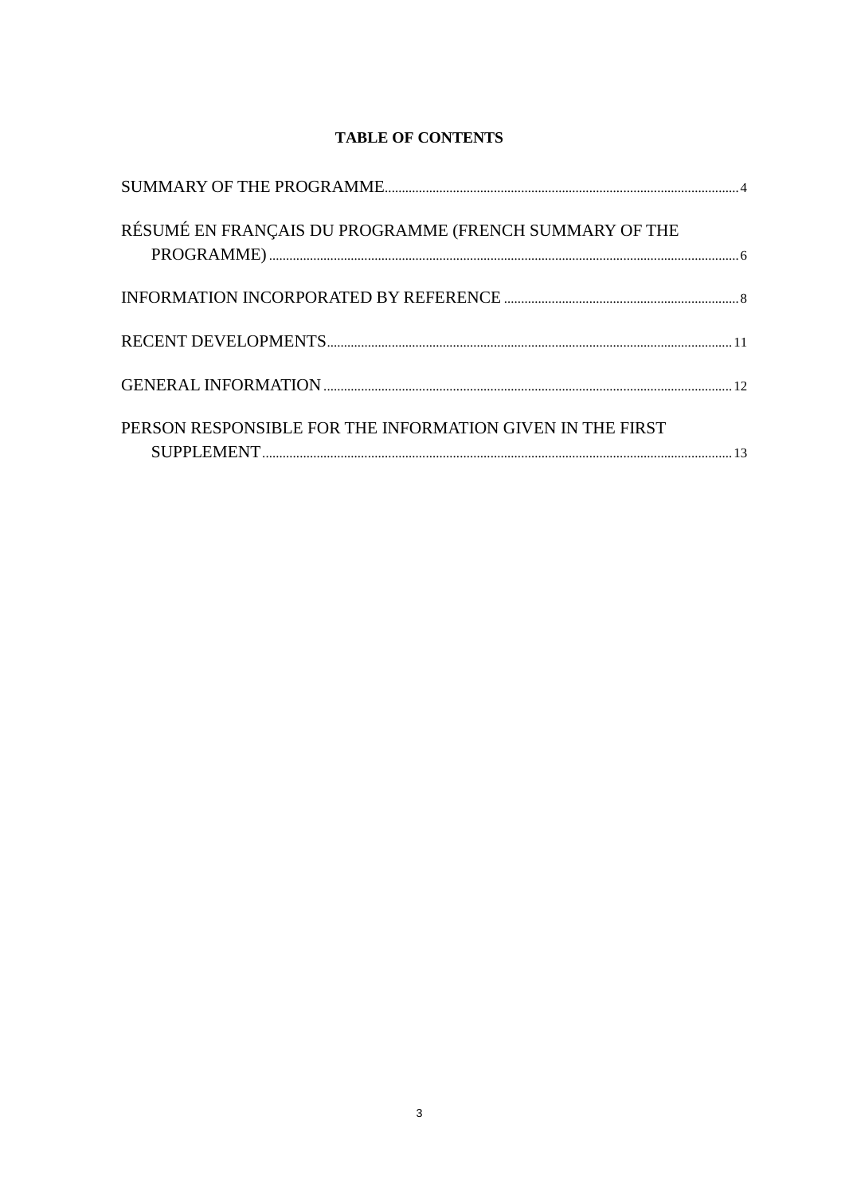**TABLE OF CONTENTS**

| | |
|---|---|
| SUMMARY OF THE PROGRAMME | 4 |
| RÉSUMÉ EN FRANÇAIS DU PROGRAMME (FRENCH SUMMARY OF THE PROGRAMME) | 6 |
| INFORMATION INCORPORATED BY REFERENCE | 8 |
| RECENT DEVELOPMENTS | 11 |
| GENERAL INFORMATION | 12 |
| PERSON RESPONSIBLE FOR THE INFORMATION GIVEN IN THE FIRST SUPPLEMENT | 13 |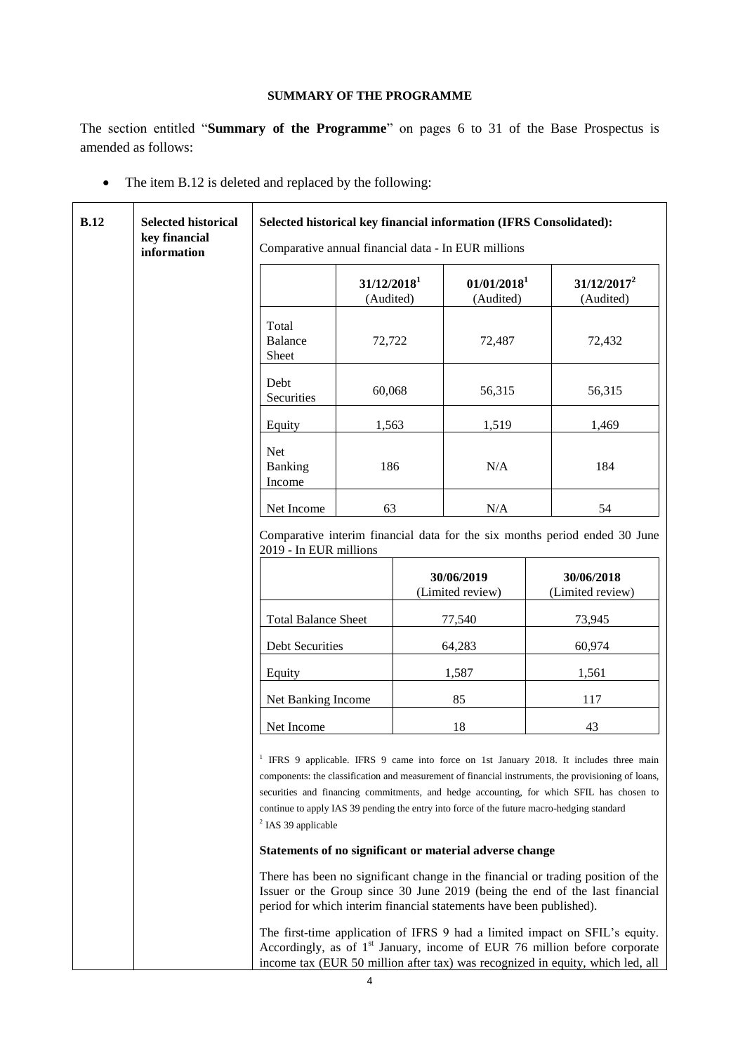**SUMMARY OF THE PROGRAMME**

The section entitled "**Summary of the Programme**" on pages 6 to 31 of the Base Prospectus is amended as follows:

- The item B.12 is deleted and replaced by the following:

**B.12** | **Selected historical key financial information**

**Selected historical key financial information (IFRS Consolidated):**

Comparative annual financial data - In EUR millions

| | **31/12/2018[1]** (Audited) | **01/01/2018[1]** (Audited) | **31/12/2017[2]** (Audited) |
|---|---|---|---|
| Total Balance Sheet | 72,722 | 72,487 | 72,432 |
| Debt Securities | 60,068 | 56,315 | 56,315 |
| Equity | 1,563 | 1,519 | 1,469 |
| Net Banking Income | 186 | N/A | 184 |
| Net Income | 63 | N/A | 54 |

Comparative interim financial data for the six months period ended 30 June 2019 - In EUR millions

| | **30/06/2019** (Limited review) | **30/06/2018** (Limited review) |
|---|---|---|
| Total Balance Sheet | 77,540 | 73,945 |
| Debt Securities | 64,283 | 60,974 |
| Equity | 1,587 | 1,561 |
| Net Banking Income | 85 | 117 |
| Net Income | 18 | 43 |

[1] IFRS 9 applicable. IFRS 9 came into force on 1st January 2018. It includes three main components: the classification and measurement of financial instruments, the provisioning of loans, securities and financing commitments, and hedge accounting, for which SFIL has chosen to continue to apply IAS 39 pending the entry into force of the future macro-hedging standard

[2] IAS 39 applicable

**Statements of no significant or material adverse change**

There has been no significant change in the financial or trading position of the Issuer or the Group since 30 June 2019 (being the end of the last financial period for which interim financial statements have been published).

The first-time application of IFRS 9 had a limited impact on SFIL's equity. Accordingly, as of 1st January, income of EUR 76 million before corporate income tax (EUR 50 million after tax) was recognized in equity, which led, all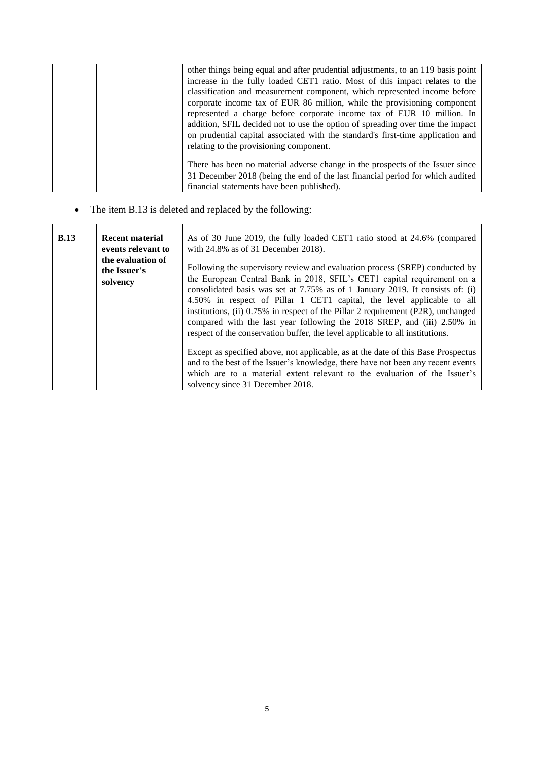| | | other things being equal and after prudential adjustments, to an 119 basis point increase in the fully loaded CET1 ratio. Most of this impact relates to the classification and measurement component, which represented income before corporate income tax of EUR 86 million, while the provisioning component represented a charge before corporate income tax of EUR 10 million. In addition, SFIL decided not to use the option of spreading over time the impact on prudential capital associated with the standard's first-time application and relating to the provisioning component.<br><br>There has been no material adverse change in the prospects of the Issuer since 31 December 2018 (being the end of the last financial period for which audited financial statements have been published). |
|---|---|---|

- The item B.13 is deleted and replaced by the following:

| **B.13** | **Recent material events relevant to the evaluation of the Issuer's solvency** | As of 30 June 2019, the fully loaded CET1 ratio stood at 24.6% (compared with 24.8% as of 31 December 2018).<br><br>Following the supervisory review and evaluation process (SREP) conducted by the European Central Bank in 2018, SFIL's CET1 capital requirement on a consolidated basis was set at 7.75% as of 1 January 2019. It consists of: (i) 4.50% in respect of Pillar 1 CET1 capital, the level applicable to all institutions, (ii) 0.75% in respect of the Pillar 2 requirement (P2R), unchanged compared with the last year following the 2018 SREP, and (iii) 2.50% in respect of the conservation buffer, the level applicable to all institutions.<br><br>Except as specified above, not applicable, as at the date of this Base Prospectus and to the best of the Issuer's knowledge, there have not been any recent events which are to a material extent relevant to the evaluation of the Issuer's solvency since 31 December 2018. |
|---|---|---|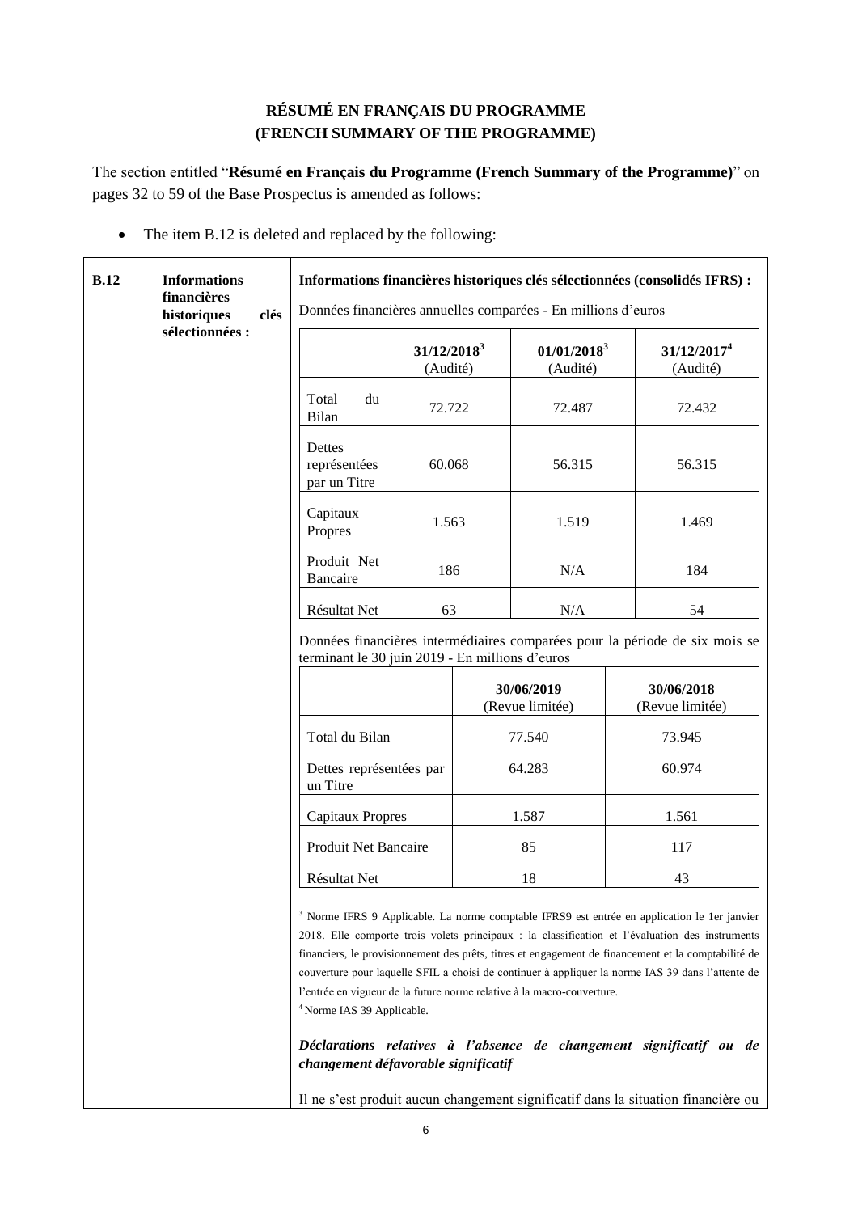# RÉSUMÉ EN FRANÇAIS DU PROGRAMME (FRENCH SUMMARY OF THE PROGRAMME)

The section entitled "**Résumé en Français du Programme (French Summary of the Programme)**" on pages 32 to 59 of the Base Prospectus is amended as follows:

- The item B.12 is deleted and replaced by the following:

**B.12** | **Informations financières historiques clés sélectionnées :**

**Informations financières historiques clés sélectionnées (consolidés IFRS) :**

Données financières annuelles comparées - En millions d'euros

| | 31/12/2018[3] (Audité) | 01/01/2018[3] (Audité) | 31/12/2017[4] (Audité) |
|---|---|---|---|
| Total du Bilan | 72.722 | 72.487 | 72.432 |
| Dettes représentées par un Titre | 60.068 | 56.315 | 56.315 |
| Capitaux Propres | 1.563 | 1.519 | 1.469 |
| Produit Net Bancaire | 186 | N/A | 184 |
| Résultat Net | 63 | N/A | 54 |

Données financières intermédiaires comparées pour la période de six mois se terminant le 30 juin 2019 - En millions d'euros

| | 30/06/2019 (Revue limitée) | 30/06/2018 (Revue limitée) |
|---|---|---|
| Total du Bilan | 77.540 | 73.945 |
| Dettes représentées par un Titre | 64.283 | 60.974 |
| Capitaux Propres | 1.587 | 1.561 |
| Produit Net Bancaire | 85 | 117 |
| Résultat Net | 18 | 43 |

[3] Norme IFRS 9 Applicable. La norme comptable IFRS9 est entrée en application le 1er janvier 2018. Elle comporte trois volets principaux : la classification et l'évaluation des instruments financiers, le provisionnement des prêts, titres et engagement de financement et la comptabilité de couverture pour laquelle SFIL a choisi de continuer à appliquer la norme IAS 39 dans l'attente de l'entrée en vigueur de la future norme relative à la macro-couverture.

[4] Norme IAS 39 Applicable.

***Déclarations relatives à l'absence de changement significatif ou de changement défavorable significatif***

Il ne s'est produit aucun changement significatif dans la situation financière ou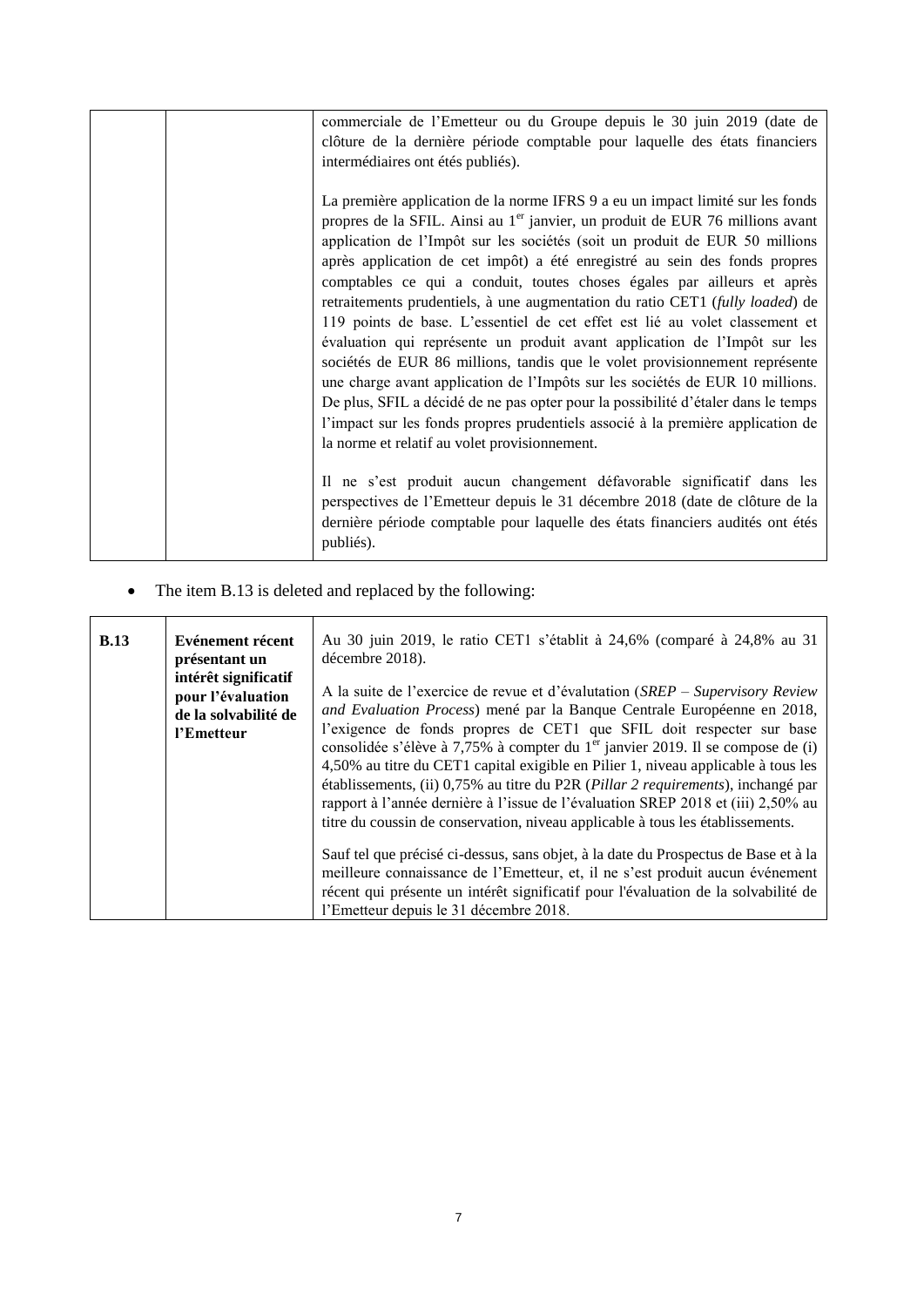| | | commerciale de l'Emetteur ou du Groupe depuis le 30 juin 2019 (date de clôture de la dernière période comptable pour laquelle des états financiers intermédiaires ont étés publiés).<br><br>La première application de la norme IFRS 9 a eu un impact limité sur les fonds propres de la SFIL. Ainsi au 1[er] janvier, un produit de EUR 76 millions avant application de l'Impôt sur les sociétés (soit un produit de EUR 50 millions après application de cet impôt) a été enregistré au sein des fonds propres comptables ce qui a conduit, toutes choses égales par ailleurs et après retraitements prudentiels, à une augmentation du ratio CET1 (*fully loaded*) de 119 points de base. L'essentiel de cet effet est lié au volet classement et évaluation qui représente un produit avant application de l'Impôt sur les sociétés de EUR 86 millions, tandis que le volet provisionnement représente une charge avant application de l'Impôts sur les sociétés de EUR 10 millions. De plus, SFIL a décidé de ne pas opter pour la possibilité d'étaler dans le temps l'impact sur les fonds propres prudentiels associé à la première application de la norme et relatif au volet provisionnement.<br><br>Il ne s'est produit aucun changement défavorable significatif dans les perspectives de l'Emetteur depuis le 31 décembre 2018 (date de clôture de la dernière période comptable pour laquelle des états financiers audités ont étés publiés). |
|---|---|---|

- The item B.13 is deleted and replaced by the following:

| **B.13** | **Evénement récent présentant un intérêt significatif pour l'évaluation de la solvabilité de l'Emetteur** | Au 30 juin 2019, le ratio CET1 s'établit à 24,6% (comparé à 24,8% au 31 décembre 2018).<br><br>A la suite de l'exercice de revue et d'évalutation (*SREP – Supervisory Review and Evaluation Process*) mené par la Banque Centrale Européenne en 2018, l'exigence de fonds propres de CET1 que SFIL doit respecter sur base consolidée s'élève à 7,75% à compter du 1[er] janvier 2019. Il se compose de (i) 4,50% au titre du CET1 capital exigible en Pilier 1, niveau applicable à tous les établissements, (ii) 0,75% au titre du P2R (*Pillar 2 requirements*), inchangé par rapport à l'année dernière à l'issue de l'évaluation SREP 2018 et (iii) 2,50% au titre du coussin de conservation, niveau applicable à tous les établissements.<br><br>Sauf tel que précisé ci-dessus, sans objet, à la date du Prospectus de Base et à la meilleure connaissance de l'Emetteur, et, il ne s'est produit aucun événement récent qui présente un intérêt significatif pour l'évaluation de la solvabilité de l'Emetteur depuis le 31 décembre 2018. |
|---|---|---|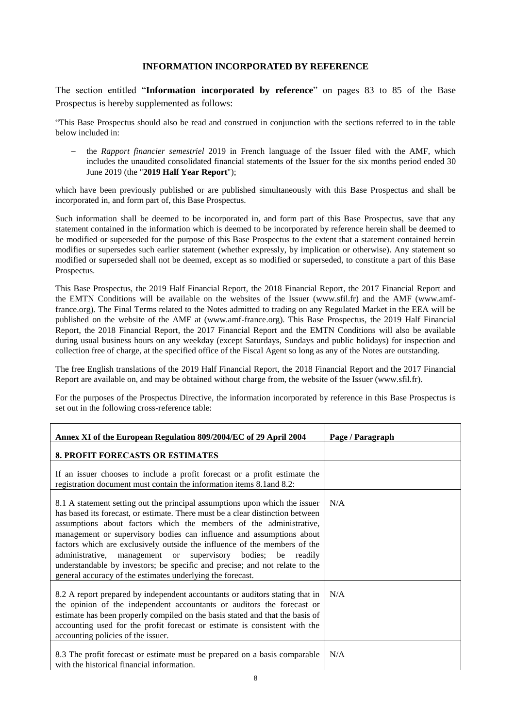## INFORMATION INCORPORATED BY REFERENCE

The section entitled "**Information incorporated by reference**" on pages 83 to 85 of the Base Prospectus is hereby supplemented as follows:

"This Base Prospectus should also be read and construed in conjunction with the sections referred to in the table below included in:

- the *Rapport financier semestriel* 2019 in French language of the Issuer filed with the AMF, which includes the unaudited consolidated financial statements of the Issuer for the six months period ended 30 June 2019 (the "**2019 Half Year Report**");

which have been previously published or are published simultaneously with this Base Prospectus and shall be incorporated in, and form part of, this Base Prospectus.

Such information shall be deemed to be incorporated in, and form part of this Base Prospectus, save that any statement contained in the information which is deemed to be incorporated by reference herein shall be deemed to be modified or superseded for the purpose of this Base Prospectus to the extent that a statement contained herein modifies or supersedes such earlier statement (whether expressly, by implication or otherwise). Any statement so modified or superseded shall not be deemed, except as so modified or superseded, to constitute a part of this Base Prospectus.

This Base Prospectus, the 2019 Half Financial Report, the 2018 Financial Report, the 2017 Financial Report and the EMTN Conditions will be available on the websites of the Issuer (www.sfil.fr) and the AMF (www.amf-france.org). The Final Terms related to the Notes admitted to trading on any Regulated Market in the EEA will be published on the website of the AMF at (www.amf-france.org). This Base Prospectus, the 2019 Half Financial Report, the 2018 Financial Report, the 2017 Financial Report and the EMTN Conditions will also be available during usual business hours on any weekday (except Saturdays, Sundays and public holidays) for inspection and collection free of charge, at the specified office of the Fiscal Agent so long as any of the Notes are outstanding.

The free English translations of the 2019 Half Financial Report, the 2018 Financial Report and the 2017 Financial Report are available on, and may be obtained without charge from, the website of the Issuer (www.sfil.fr).

For the purposes of the Prospectus Directive, the information incorporated by reference in this Base Prospectus is set out in the following cross-reference table:

| Annex XI of the European Regulation 809/2004/EC of 29 April 2004 | Page / Paragraph |
|---|---|
| **8. PROFIT FORECASTS OR ESTIMATES** | |
| If an issuer chooses to include a profit forecast or a profit estimate the registration document must contain the information items 8.1and 8.2: | |
| 8.1 A statement setting out the principal assumptions upon which the issuer has based its forecast, or estimate. There must be a clear distinction between assumptions about factors which the members of the administrative, management or supervisory bodies can influence and assumptions about factors which are exclusively outside the influence of the members of the administrative, management or supervisory bodies; be readily understandable by investors; be specific and precise; and not relate to the general accuracy of the estimates underlying the forecast. | N/A |
| 8.2 A report prepared by independent accountants or auditors stating that in the opinion of the independent accountants or auditors the forecast or estimate has been properly compiled on the basis stated and that the basis of accounting used for the profit forecast or estimate is consistent with the accounting policies of the issuer. | N/A |
| 8.3 The profit forecast or estimate must be prepared on a basis comparable with the historical financial information. | N/A |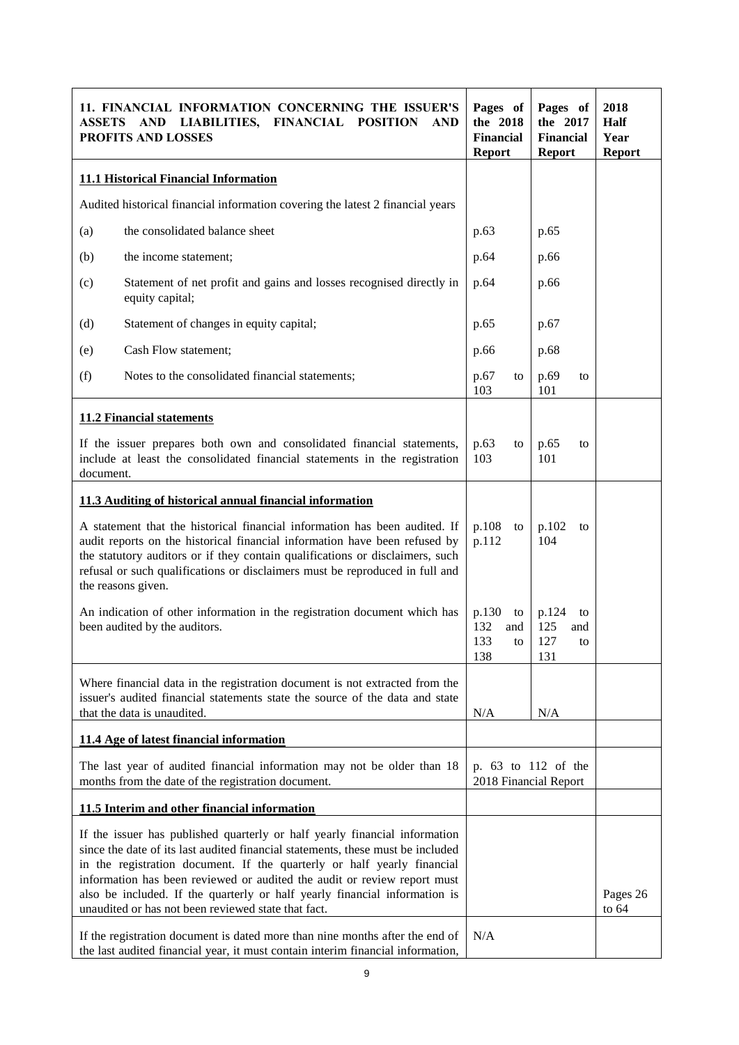| 11. FINANCIAL INFORMATION CONCERNING THE ISSUER'S ASSETS AND LIABILITIES, FINANCIAL POSITION AND PROFITS AND LOSSES | | Pages of the 2018 Financial Report | Pages of the 2017 Financial Report | 2018 Half Year Report |
|---|---|---|---|---|
| **11.1 Historical Financial Information** | | | | |
| Audited historical financial information covering the latest 2 financial years | | | | |
| (a) | the consolidated balance sheet | p.63 | p.65 | |
| (b) | the income statement; | p.64 | p.66 | |
| (c) | Statement of net profit and gains and losses recognised directly in equity capital; | p.64 | p.66 | |
| (d) | Statement of changes in equity capital; | p.65 | p.67 | |
| (e) | Cash Flow statement; | p.66 | p.68 | |
| (f) | Notes to the consolidated financial statements; | p.67 to 103 | p.69 to 101 | |
| **11.2 Financial statements** | | | | |
| If the issuer prepares both own and consolidated financial statements, include at least the consolidated financial statements in the registration document. | | p.63 to 103 | p.65 to 101 | |
| **11.3 Auditing of historical annual financial information** | | | | |
| A statement that the historical financial information has been audited. If audit reports on the historical financial information have been refused by the statutory auditors or if they contain qualifications or disclaimers, such refusal or such qualifications or disclaimers must be reproduced in full and the reasons given. | | p.108 to p.112 | p.102 to 104 | |
| An indication of other information in the registration document which has been audited by the auditors. | | p.130 to 132 and 133 to 138 | p.124 to 125 and 127 to 131 | |
| Where financial data in the registration document is not extracted from the issuer's audited financial statements state the source of the data and state that the data is unaudited. | | N/A | N/A | |
| **11.4 Age of latest financial information** | | | | |
| The last year of audited financial information may not be older than 18 months from the date of the registration document. | | p. 63 to 112 of the 2018 Financial Report | | |
| **11.5 Interim and other financial information** | | | | |
| If the issuer has published quarterly or half yearly financial information since the date of its last audited financial statements, these must be included in the registration document. If the quarterly or half yearly financial information has been reviewed or audited the audit or review report must also be included. If the quarterly or half yearly financial information is unaudited or has not been reviewed state that fact. | | | | Pages 26 to 64 |
| If the registration document is dated more than nine months after the end of the last audited financial year, it must contain interim financial information, | | N/A | | |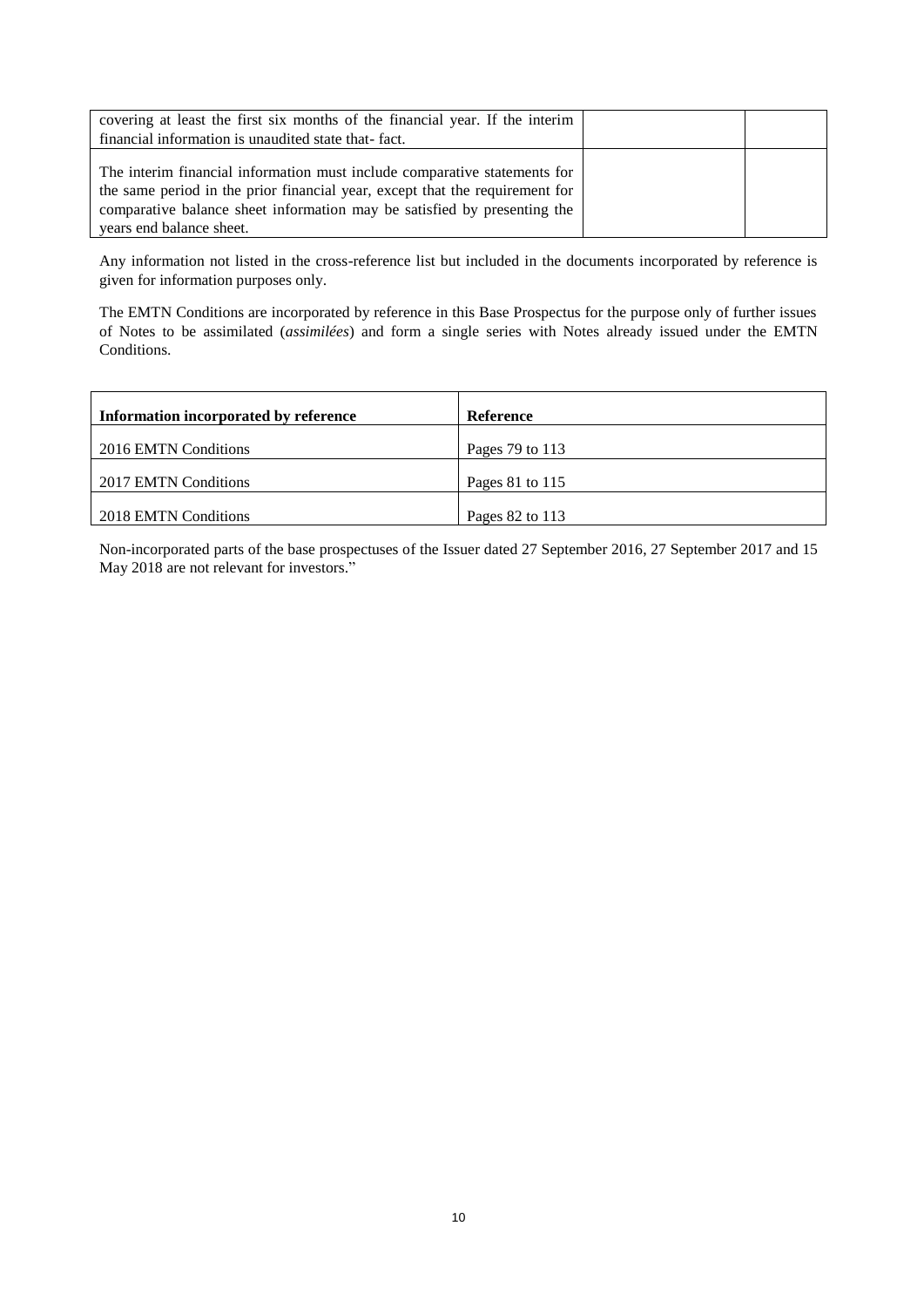| | | |
|---|---|---|
| covering at least the first six months of the financial year. If the interim financial information is unaudited state that- fact. | | |
| The interim financial information must include comparative statements for the same period in the prior financial year, except that the requirement for comparative balance sheet information may be satisfied by presenting the years end balance sheet. | | |

Any information not listed in the cross-reference list but included in the documents incorporated by reference is given for information purposes only.

The EMTN Conditions are incorporated by reference in this Base Prospectus for the purpose only of further issues of Notes to be assimilated (*assimilées*) and form a single series with Notes already issued under the EMTN Conditions.

| **Information incorporated by reference** | **Reference** |
|---|---|
| 2016 EMTN Conditions | Pages 79 to 113 |
| 2017 EMTN Conditions | Pages 81 to 115 |
| 2018 EMTN Conditions | Pages 82 to 113 |

Non-incorporated parts of the base prospectuses of the Issuer dated 27 September 2016, 27 September 2017 and 15 May 2018 are not relevant for investors."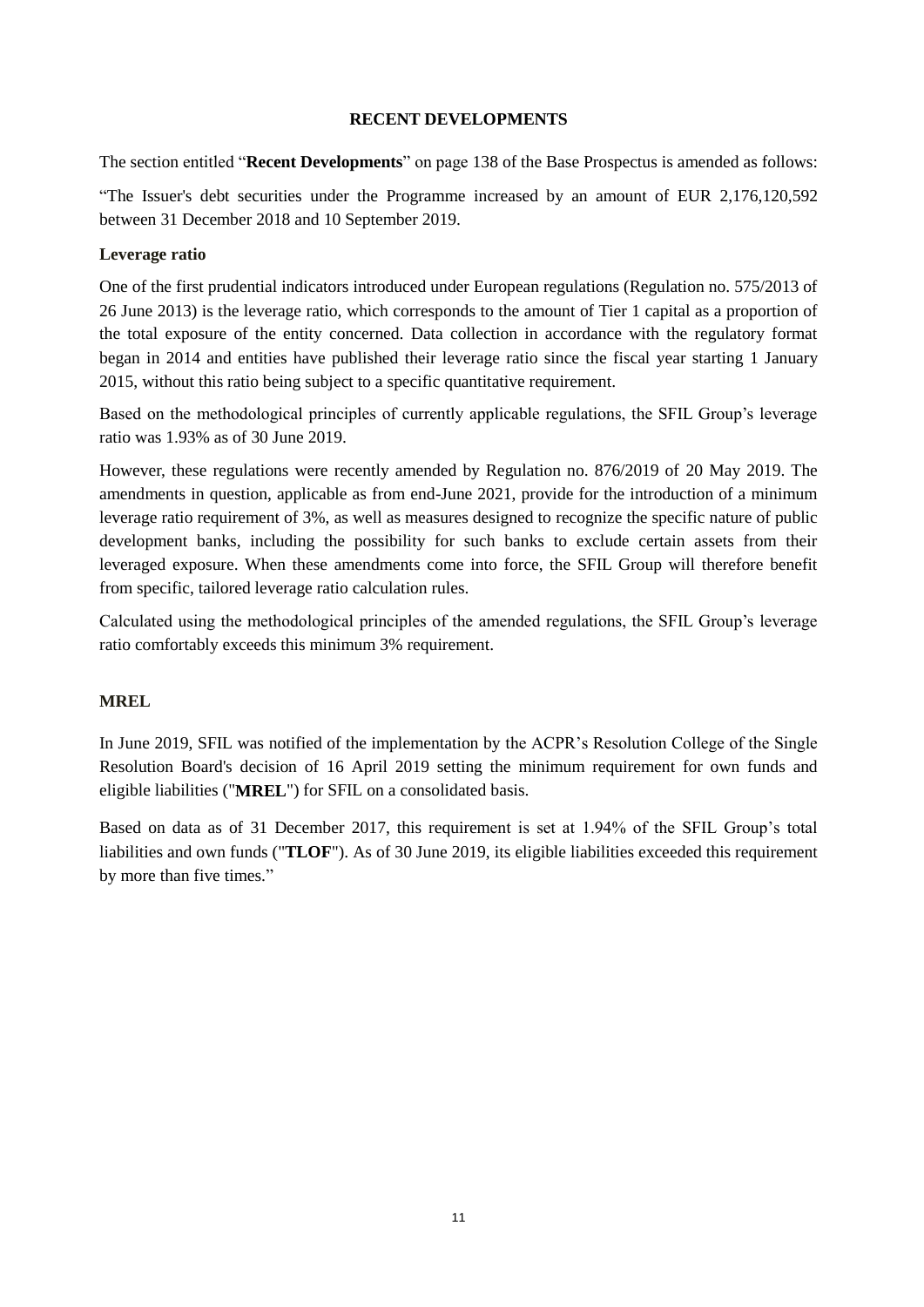## RECENT DEVELOPMENTS

The section entitled "**Recent Developments**" on page 138 of the Base Prospectus is amended as follows:

"The Issuer's debt securities under the Programme increased by an amount of EUR 2,176,120,592 between 31 December 2018 and 10 September 2019.

**Leverage ratio**

One of the first prudential indicators introduced under European regulations (Regulation no. 575/2013 of 26 June 2013) is the leverage ratio, which corresponds to the amount of Tier 1 capital as a proportion of the total exposure of the entity concerned. Data collection in accordance with the regulatory format began in 2014 and entities have published their leverage ratio since the fiscal year starting 1 January 2015, without this ratio being subject to a specific quantitative requirement.

Based on the methodological principles of currently applicable regulations, the SFIL Group's leverage ratio was 1.93% as of 30 June 2019.

However, these regulations were recently amended by Regulation no. 876/2019 of 20 May 2019. The amendments in question, applicable as from end-June 2021, provide for the introduction of a minimum leverage ratio requirement of 3%, as well as measures designed to recognize the specific nature of public development banks, including the possibility for such banks to exclude certain assets from their leveraged exposure. When these amendments come into force, the SFIL Group will therefore benefit from specific, tailored leverage ratio calculation rules.

Calculated using the methodological principles of the amended regulations, the SFIL Group's leverage ratio comfortably exceeds this minimum 3% requirement.

**MREL**

In June 2019, SFIL was notified of the implementation by the ACPR's Resolution College of the Single Resolution Board's decision of 16 April 2019 setting the minimum requirement for own funds and eligible liabilities ("**MREL**") for SFIL on a consolidated basis.

Based on data as of 31 December 2017, this requirement is set at 1.94% of the SFIL Group's total liabilities and own funds ("**TLOF**"). As of 30 June 2019, its eligible liabilities exceeded this requirement by more than five times."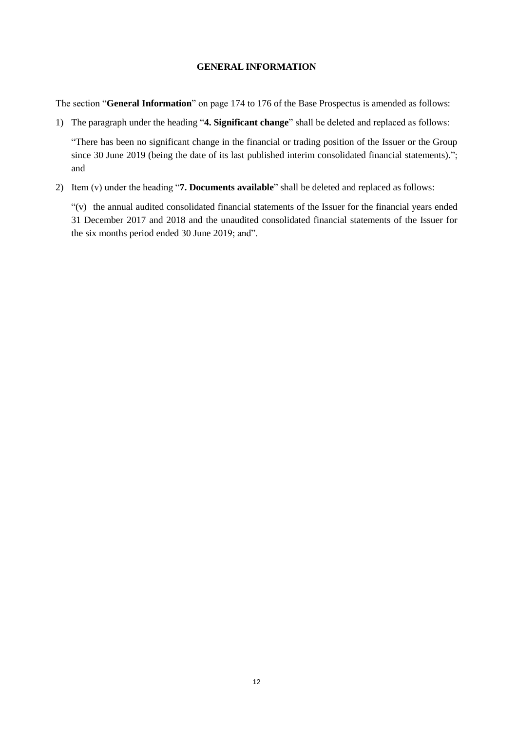## GENERAL INFORMATION

The section "**General Information**" on page 174 to 176 of the Base Prospectus is amended as follows:

1) The paragraph under the heading "**4. Significant change**" shall be deleted and replaced as follows:

   "There has been no significant change in the financial or trading position of the Issuer or the Group since 30 June 2019 (being the date of its last published interim consolidated financial statements)."; and

2) Item (v) under the heading "**7. Documents available**" shall be deleted and replaced as follows:

   "(v) the annual audited consolidated financial statements of the Issuer for the financial years ended 31 December 2017 and 2018 and the unaudited consolidated financial statements of the Issuer for the six months period ended 30 June 2019; and".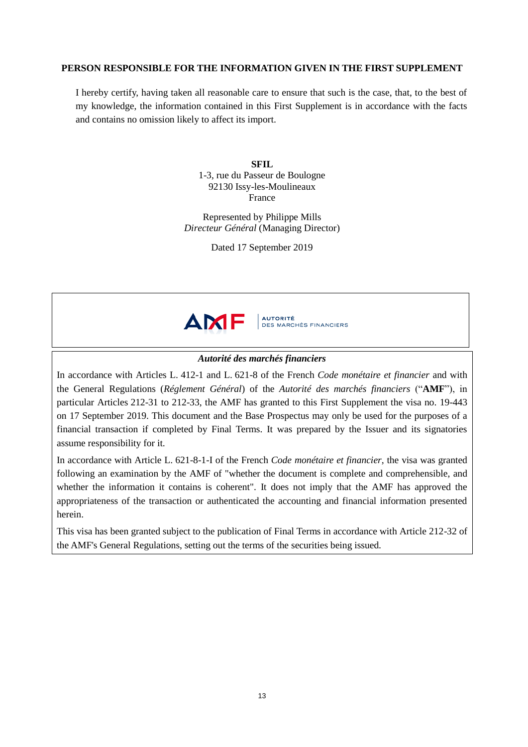## PERSON RESPONSIBLE FOR THE INFORMATION GIVEN IN THE FIRST SUPPLEMENT

I hereby certify, having taken all reasonable care to ensure that such is the case, that, to the best of my knowledge, the information contained in this First Supplement is in accordance with the facts and contains no omission likely to affect its import.

**SFIL**
1-3, rue du Passeur de Boulogne
92130 Issy-les-Moulineaux
France

Represented by Philippe Mills
*Directeur Général* (Managing Director)

Dated 17 September 2019

AMF AUTORITÉ DES MARCHÉS FINANCIERS

***Autorité des marchés financiers***

In accordance with Articles L. 412-1 and L. 621-8 of the French *Code monétaire et financier* and with the General Regulations (*Réglement Général*) of the *Autorité des marchés financiers* ("**AMF**"), in particular Articles 212-31 to 212-33, the AMF has granted to this First Supplement the visa no. 19-443 on 17 September 2019. This document and the Base Prospectus may only be used for the purposes of a financial transaction if completed by Final Terms. It was prepared by the Issuer and its signatories assume responsibility for it.

In accordance with Article L. 621-8-1-I of the French *Code monétaire et financier*, the visa was granted following an examination by the AMF of "whether the document is complete and comprehensible, and whether the information it contains is coherent". It does not imply that the AMF has approved the appropriateness of the transaction or authenticated the accounting and financial information presented herein.

This visa has been granted subject to the publication of Final Terms in accordance with Article 212-32 of the AMF's General Regulations, setting out the terms of the securities being issued.